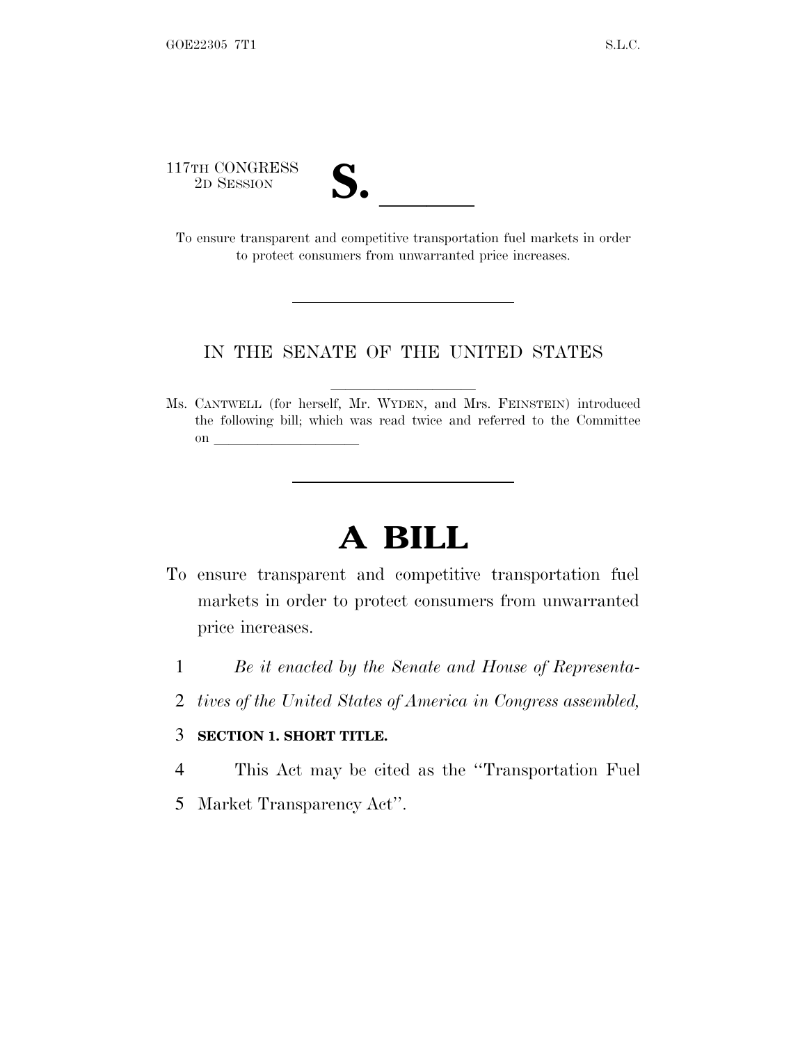117TH CONGRESS
2D SESSION

# S. \_\_\_\_\_\_

To ensure transparent and competitive transportation fuel markets in order to protect consumers from unwarranted price increases.

---

IN THE SENATE OF THE UNITED STATES

Ms. CANTWELL (for herself, Mr. WYDEN, and Mrs. FEINSTEIN) introduced the following bill; which was read twice and referred to the Committee on \_\_\_\_\_\_\_\_\_\_\_\_\_\_\_\_\_\_\_\_

---

# A BILL

To ensure transparent and competitive transportation fuel markets in order to protect consumers from unwarranted price increases.

1 *Be it enacted by the Senate and House of Representa-*
2 *tives of the United States of America in Congress assembled,*

3 **SECTION 1. SHORT TITLE.**

4 This Act may be cited as the ''Transportation Fuel
5 Market Transparency Act''.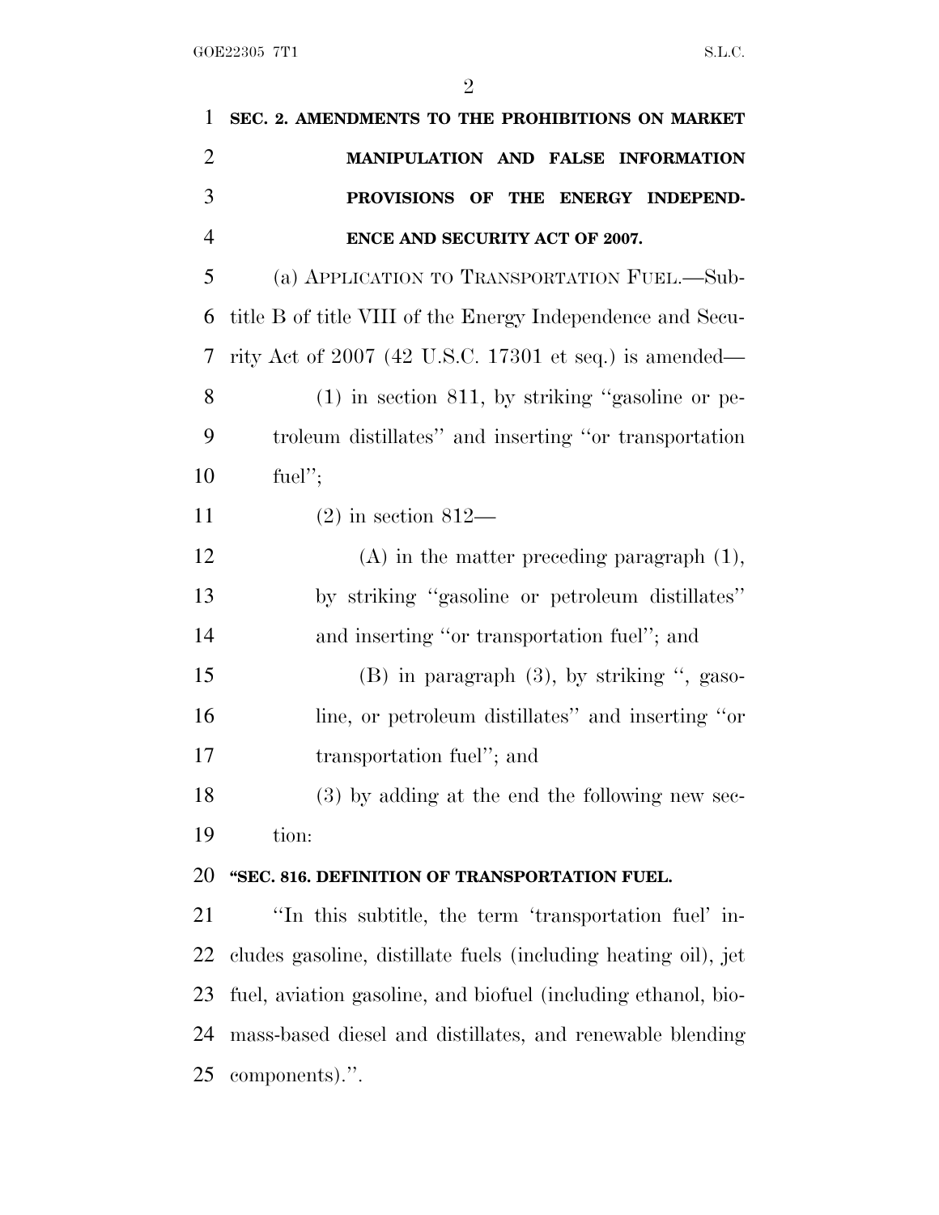**SEC. 2. AMENDMENTS TO THE PROHIBITIONS ON MARKET MANIPULATION AND FALSE INFORMATION PROVISIONS OF THE ENERGY INDEPENDENCE AND SECURITY ACT OF 2007.**

(a) APPLICATION TO TRANSPORTATION FUEL.—Subtitle B of title VIII of the Energy Independence and Security Act of 2007 (42 U.S.C. 17301 et seq.) is amended—

(1) in section 811, by striking ''gasoline or petroleum distillates'' and inserting ''or transportation fuel'';

(2) in section 812—

(A) in the matter preceding paragraph (1), by striking ''gasoline or petroleum distillates'' and inserting ''or transportation fuel''; and

(B) in paragraph (3), by striking '', gasoline, or petroleum distillates'' and inserting ''or transportation fuel''; and

(3) by adding at the end the following new section:

**''SEC. 816. DEFINITION OF TRANSPORTATION FUEL.**

''In this subtitle, the term 'transportation fuel' includes gasoline, distillate fuels (including heating oil), jet fuel, aviation gasoline, and biofuel (including ethanol, biomass-based diesel and distillates, and renewable blending components).''.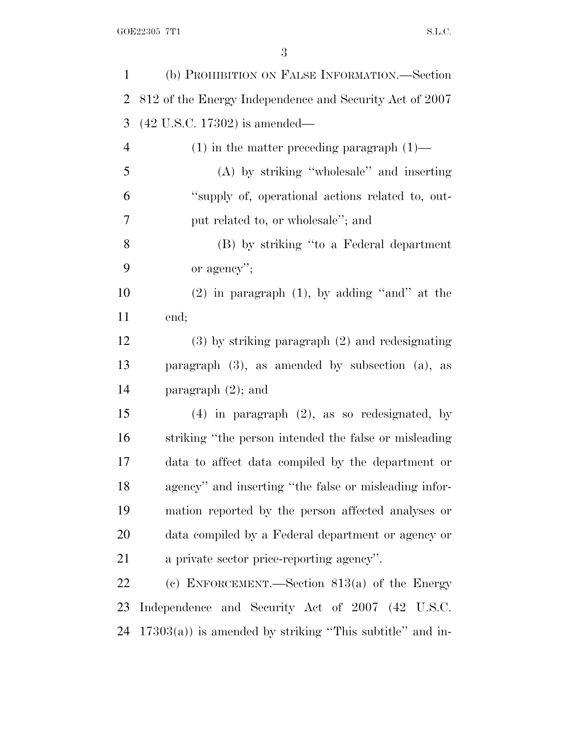(b) PROHIBITION ON FALSE INFORMATION.—Section 812 of the Energy Independence and Security Act of 2007 (42 U.S.C. 17302) is amended—

(1) in the matter preceding paragraph (1)—

(A) by striking ''wholesale'' and inserting ''supply of, operational actions related to, output related to, or wholesale''; and

(B) by striking ''to a Federal department or agency'';

(2) in paragraph (1), by adding ''and'' at the end;

(3) by striking paragraph (2) and redesignating paragraph (3), as amended by subsection (a), as paragraph (2); and

(4) in paragraph (2), as so redesignated, by striking ''the person intended the false or misleading data to affect data compiled by the department or agency'' and inserting ''the false or misleading information reported by the person affected analyses or data compiled by a Federal department or agency or a private sector price-reporting agency''.

(c) ENFORCEMENT.—Section 813(a) of the Energy Independence and Security Act of 2007 (42 U.S.C. 17303(a)) is amended by striking ''This subtitle'' and in-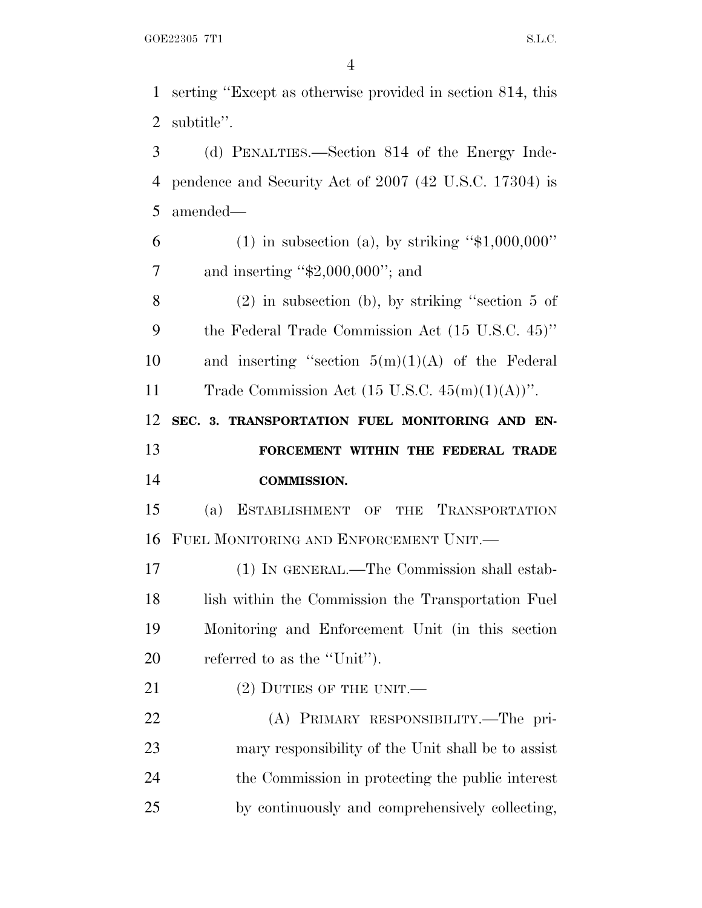serting "Except as otherwise provided in section 814, this subtitle".

(d) PENALTIES.—Section 814 of the Energy Independence and Security Act of 2007 (42 U.S.C. 17304) is amended—

(1) in subsection (a), by striking "$1,000,000" and inserting "$2,000,000"; and

(2) in subsection (b), by striking "section 5 of the Federal Trade Commission Act (15 U.S.C. 45)" and inserting "section 5(m)(1)(A) of the Federal Trade Commission Act (15 U.S.C. 45(m)(1)(A))".

**SEC. 3. TRANSPORTATION FUEL MONITORING AND ENFORCEMENT WITHIN THE FEDERAL TRADE COMMISSION.**

(a) ESTABLISHMENT OF THE TRANSPORTATION FUEL MONITORING AND ENFORCEMENT UNIT.—

(1) IN GENERAL.—The Commission shall establish within the Commission the Transportation Fuel Monitoring and Enforcement Unit (in this section referred to as the "Unit").

(2) DUTIES OF THE UNIT.—

(A) PRIMARY RESPONSIBILITY.—The primary responsibility of the Unit shall be to assist the Commission in protecting the public interest by continuously and comprehensively collecting,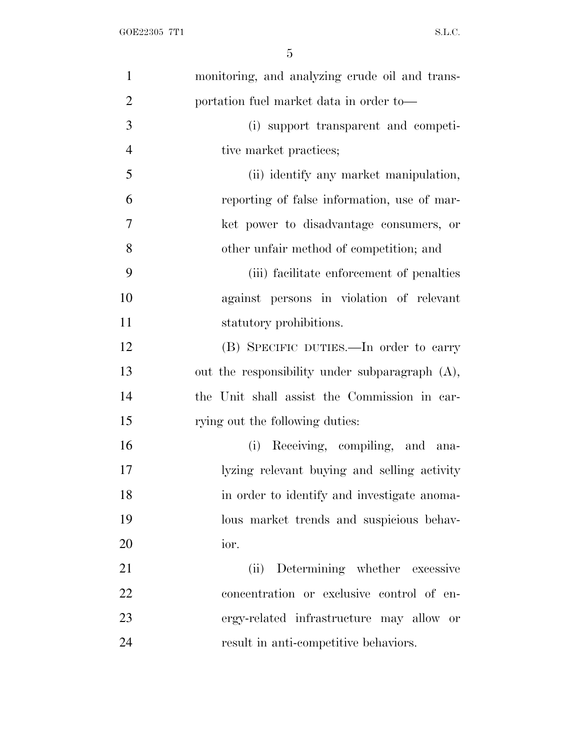monitoring, and analyzing crude oil and transportation fuel market data in order to—

(i) support transparent and competitive market practices;

(ii) identify any market manipulation, reporting of false information, use of market power to disadvantage consumers, or other unfair method of competition; and

(iii) facilitate enforcement of penalties against persons in violation of relevant statutory prohibitions.

(B) SPECIFIC DUTIES.—In order to carry out the responsibility under subparagraph (A), the Unit shall assist the Commission in carrying out the following duties:

(i) Receiving, compiling, and analyzing relevant buying and selling activity in order to identify and investigate anomalous market trends and suspicious behavior.

(ii) Determining whether excessive concentration or exclusive control of energy-related infrastructure may allow or result in anti-competitive behaviors.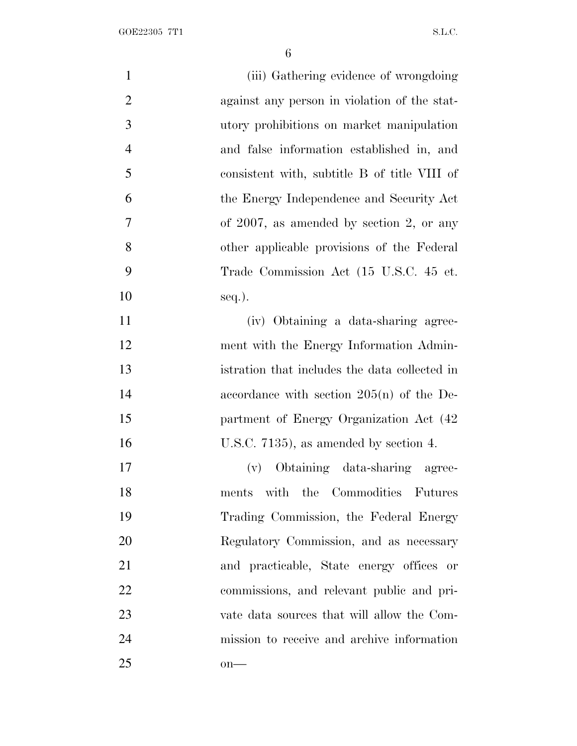(iii) Gathering evidence of wrongdoing against any person in violation of the statutory prohibitions on market manipulation and false information established in, and consistent with, subtitle B of title VIII of the Energy Independence and Security Act of 2007, as amended by section 2, or any other applicable provisions of the Federal Trade Commission Act (15 U.S.C. 45 et. seq.).

(iv) Obtaining a data-sharing agreement with the Energy Information Administration that includes the data collected in accordance with section 205(n) of the Department of Energy Organization Act (42 U.S.C. 7135), as amended by section 4.

(v) Obtaining data-sharing agreements with the Commodities Futures Trading Commission, the Federal Energy Regulatory Commission, and as necessary and practicable, State energy offices or commissions, and relevant public and private data sources that will allow the Commission to receive and archive information on—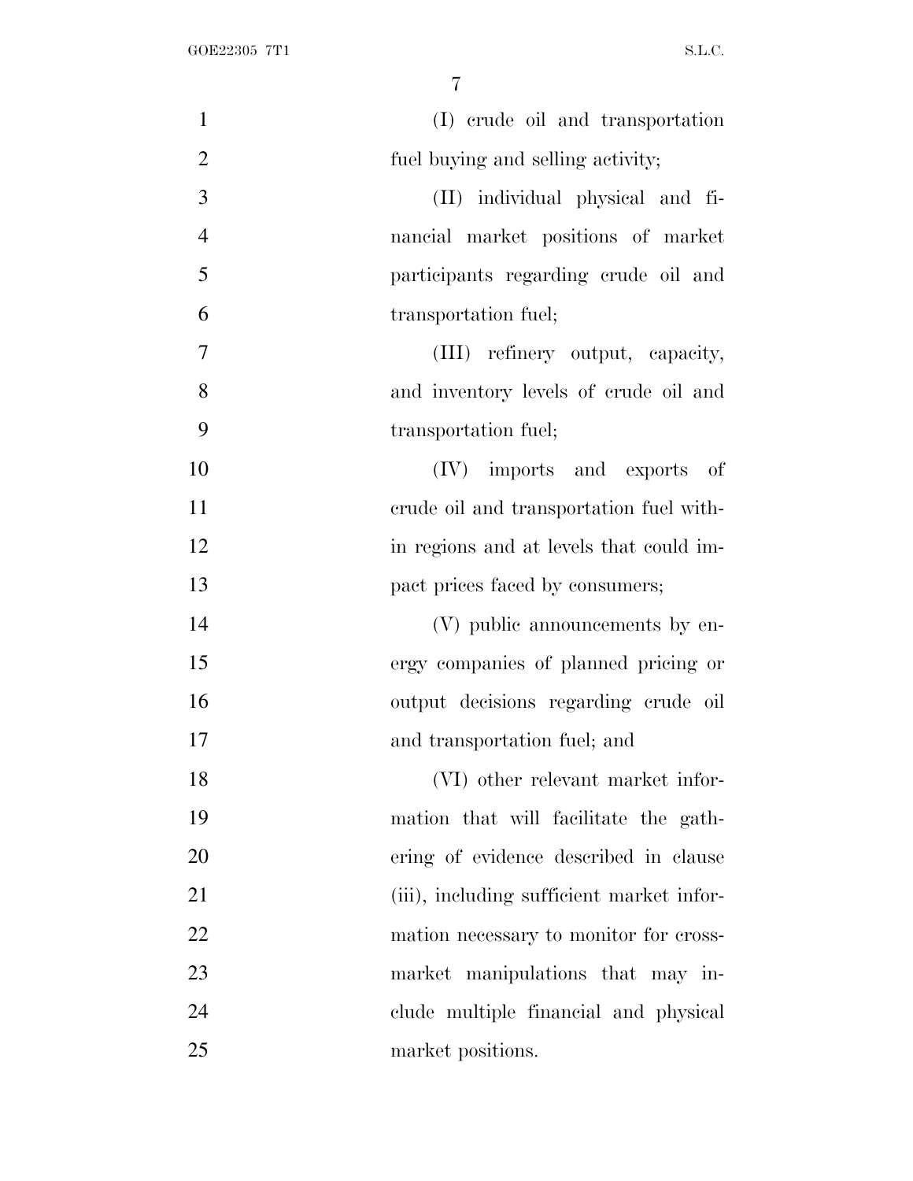(I) crude oil and transportation fuel buying and selling activity;

(II) individual physical and financial market positions of market participants regarding crude oil and transportation fuel;

(III) refinery output, capacity, and inventory levels of crude oil and transportation fuel;

(IV) imports and exports of crude oil and transportation fuel within regions and at levels that could impact prices faced by consumers;

(V) public announcements by energy companies of planned pricing or output decisions regarding crude oil and transportation fuel; and

(VI) other relevant market information that will facilitate the gathering of evidence described in clause (iii), including sufficient market information necessary to monitor for cross-market manipulations that may include multiple financial and physical market positions.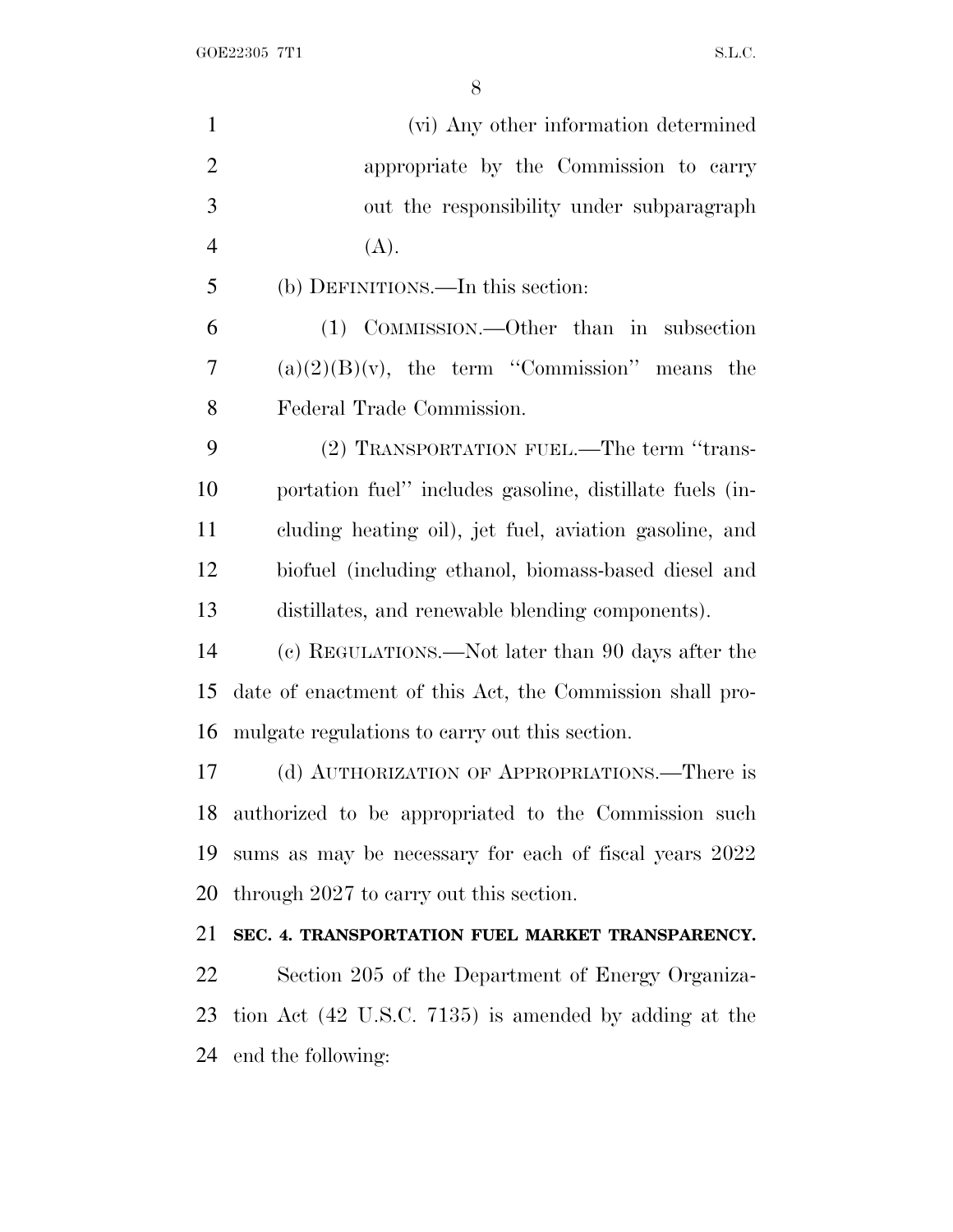(vi) Any other information determined appropriate by the Commission to carry out the responsibility under subparagraph (A).

(b) DEFINITIONS.—In this section:

(1) COMMISSION.—Other than in subsection (a)(2)(B)(v), the term ''Commission'' means the Federal Trade Commission.

(2) TRANSPORTATION FUEL.—The term ''transportation fuel'' includes gasoline, distillate fuels (including heating oil), jet fuel, aviation gasoline, and biofuel (including ethanol, biomass-based diesel and distillates, and renewable blending components).

(c) REGULATIONS.—Not later than 90 days after the date of enactment of this Act, the Commission shall promulgate regulations to carry out this section.

(d) AUTHORIZATION OF APPROPRIATIONS.—There is authorized to be appropriated to the Commission such sums as may be necessary for each of fiscal years 2022 through 2027 to carry out this section.

**SEC. 4. TRANSPORTATION FUEL MARKET TRANSPARENCY.**

Section 205 of the Department of Energy Organization Act (42 U.S.C. 7135) is amended by adding at the end the following: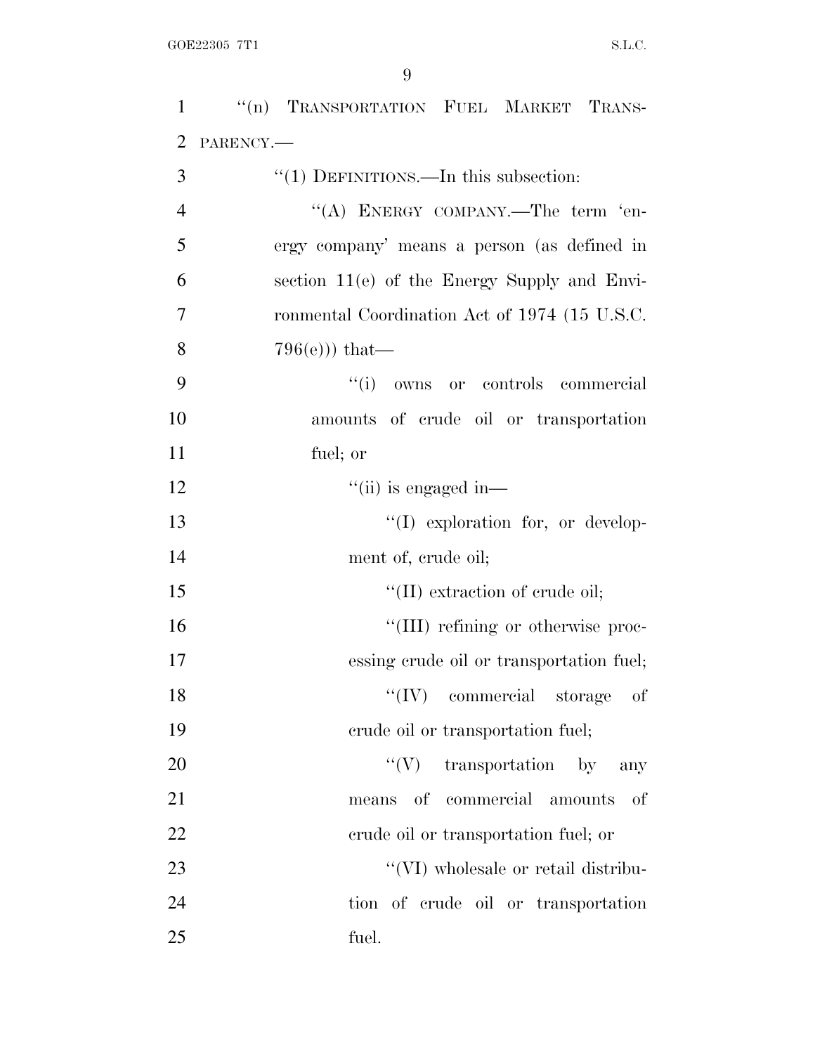"(n) TRANSPORTATION FUEL MARKET TRANSPARENCY.—

"(1) DEFINITIONS.—In this subsection:

"(A) ENERGY COMPANY.—The term 'energy company' means a person (as defined in section 11(e) of the Energy Supply and Environmental Coordination Act of 1974 (15 U.S.C. 796(e))) that—

"(i) owns or controls commercial amounts of crude oil or transportation fuel; or

"(ii) is engaged in—

"(I) exploration for, or development of, crude oil;

"(II) extraction of crude oil;

"(III) refining or otherwise processing crude oil or transportation fuel;

"(IV) commercial storage of crude oil or transportation fuel;

"(V) transportation by any means of commercial amounts of crude oil or transportation fuel; or

"(VI) wholesale or retail distribution of crude oil or transportation fuel.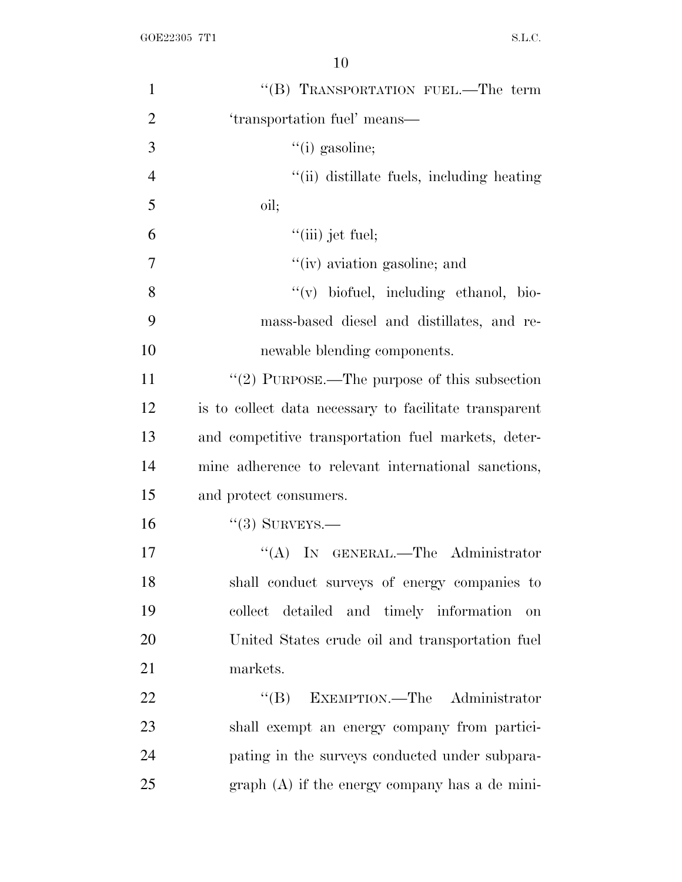"(B) TRANSPORTATION FUEL.—The term 'transportation fuel' means—

"(i) gasoline;

"(ii) distillate fuels, including heating oil;

"(iii) jet fuel;

"(iv) aviation gasoline; and

"(v) biofuel, including ethanol, biomass-based diesel and distillates, and renewable blending components.

"(2) PURPOSE.—The purpose of this subsection is to collect data necessary to facilitate transparent and competitive transportation fuel markets, determine adherence to relevant international sanctions, and protect consumers.

"(3) SURVEYS.—

"(A) IN GENERAL.—The Administrator shall conduct surveys of energy companies to collect detailed and timely information on United States crude oil and transportation fuel markets.

"(B) EXEMPTION.—The Administrator shall exempt an energy company from participating in the surveys conducted under subparagraph (A) if the energy company has a de mini-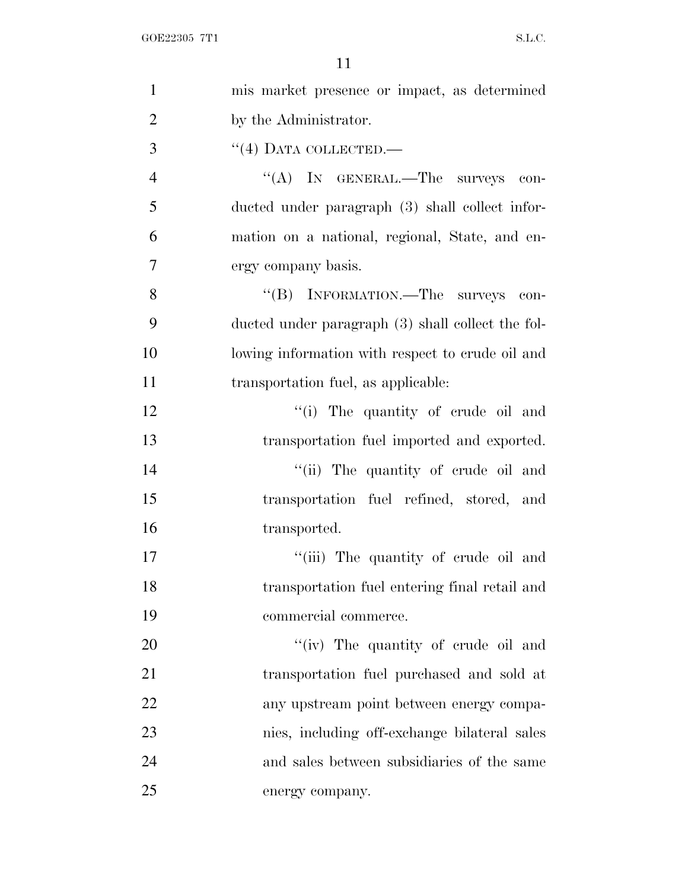mis market presence or impact, as determined by the Administrator.

"(4) DATA COLLECTED.—

"(A) IN GENERAL.—The surveys conducted under paragraph (3) shall collect information on a national, regional, State, and energy company basis.

"(B) INFORMATION.—The surveys conducted under paragraph (3) shall collect the following information with respect to crude oil and transportation fuel, as applicable:

"(i) The quantity of crude oil and transportation fuel imported and exported.

"(ii) The quantity of crude oil and transportation fuel refined, stored, and transported.

"(iii) The quantity of crude oil and transportation fuel entering final retail and commercial commerce.

"(iv) The quantity of crude oil and transportation fuel purchased and sold at any upstream point between energy companies, including off-exchange bilateral sales and sales between subsidiaries of the same energy company.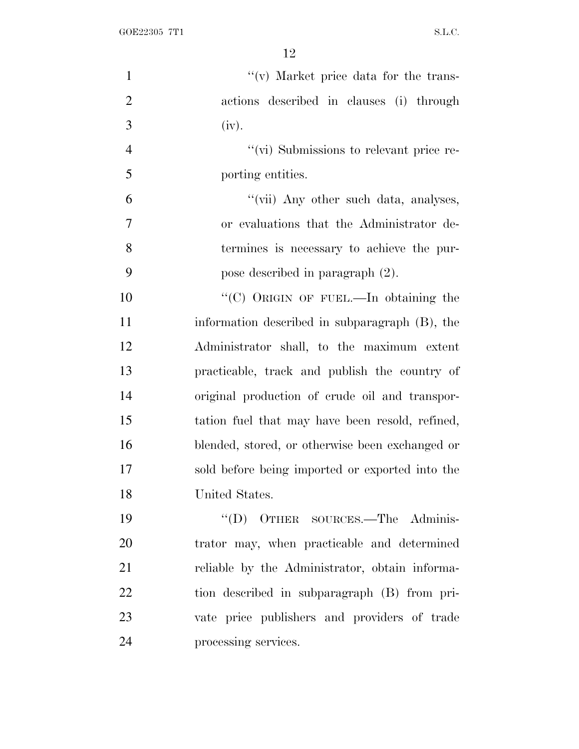''(v) Market price data for the transactions described in clauses (i) through (iv).

''(vi) Submissions to relevant price reporting entities.

''(vii) Any other such data, analyses, or evaluations that the Administrator determines is necessary to achieve the purpose described in paragraph (2).

''(C) ORIGIN OF FUEL.—In obtaining the information described in subparagraph (B), the Administrator shall, to the maximum extent practicable, track and publish the country of original production of crude oil and transportation fuel that may have been resold, refined, blended, stored, or otherwise been exchanged or sold before being imported or exported into the United States.

''(D) OTHER SOURCES.—The Administrator may, when practicable and determined reliable by the Administrator, obtain information described in subparagraph (B) from private price publishers and providers of trade processing services.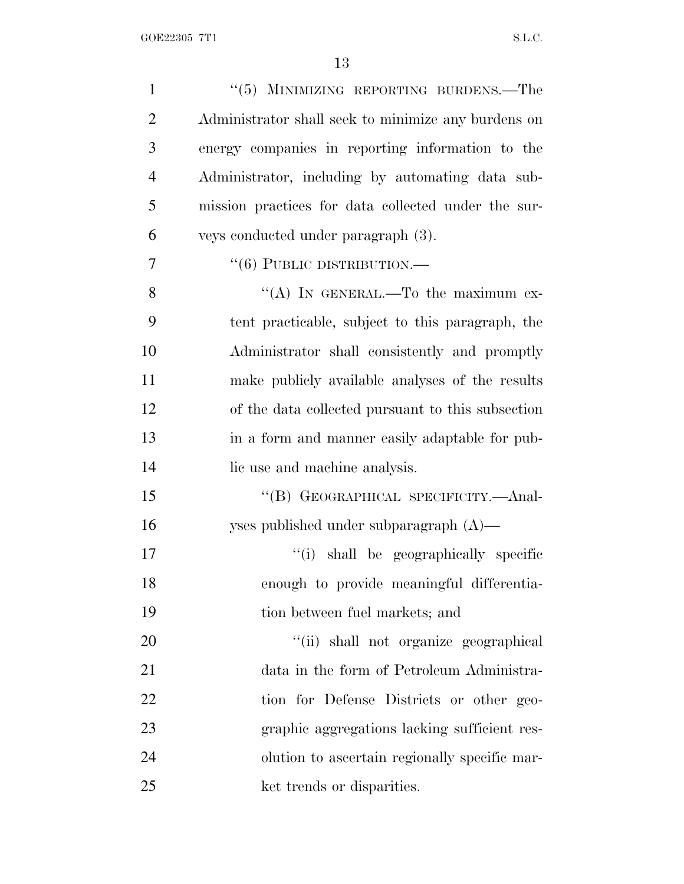"(5) MINIMIZING REPORTING BURDENS.—The Administrator shall seek to minimize any burdens on energy companies in reporting information to the Administrator, including by automating data submission practices for data collected under the surveys conducted under paragraph (3).

"(6) PUBLIC DISTRIBUTION.—

"(A) IN GENERAL.—To the maximum extent practicable, subject to this paragraph, the Administrator shall consistently and promptly make publicly available analyses of the results of the data collected pursuant to this subsection in a form and manner easily adaptable for public use and machine analysis.

"(B) GEOGRAPHICAL SPECIFICITY.—Analyses published under subparagraph (A)—

"(i) shall be geographically specific enough to provide meaningful differentiation between fuel markets; and

"(ii) shall not organize geographical data in the form of Petroleum Administration for Defense Districts or other geographic aggregations lacking sufficient resolution to ascertain regionally specific market trends or disparities.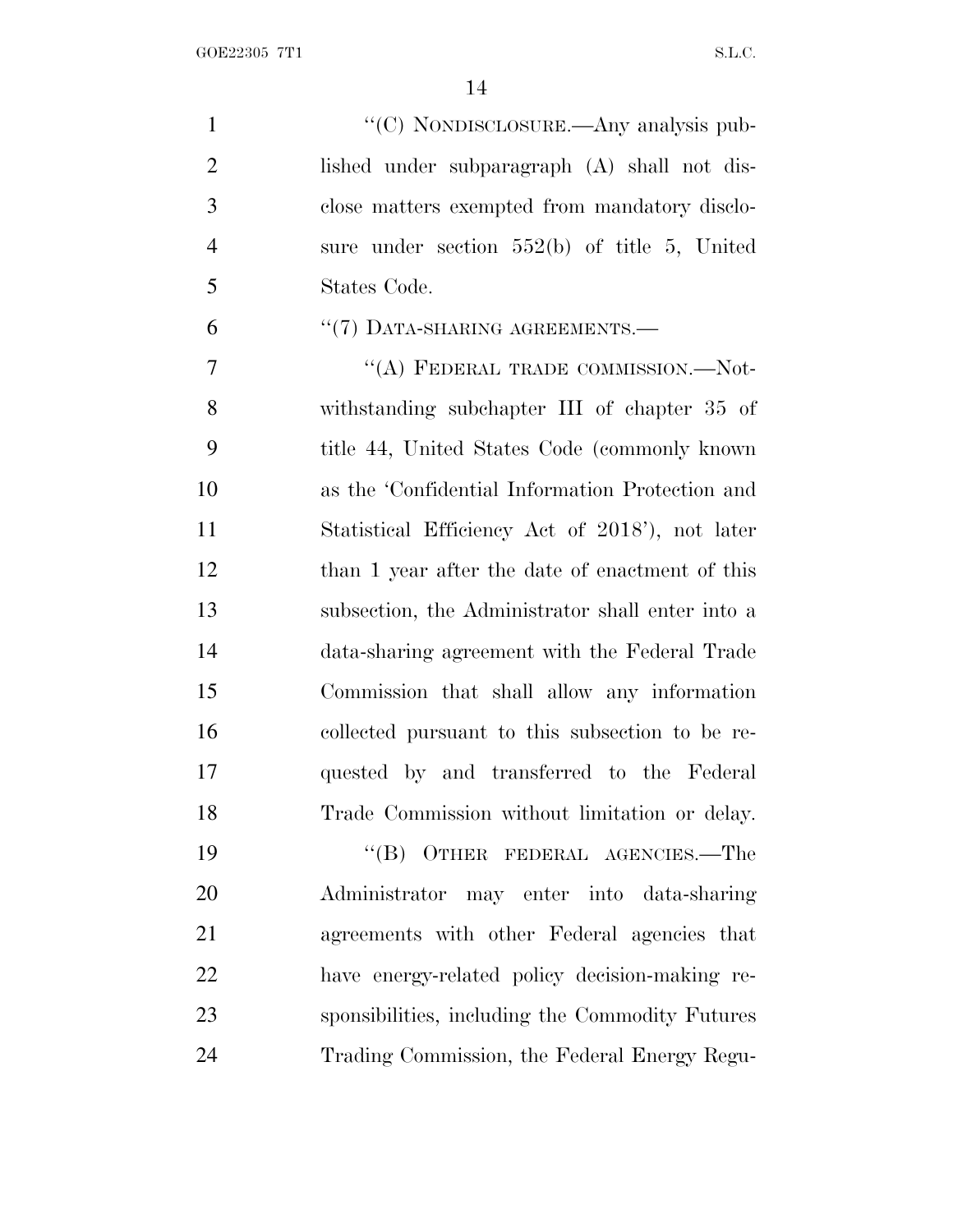"(C) NONDISCLOSURE.—Any analysis published under subparagraph (A) shall not disclose matters exempted from mandatory disclosure under section 552(b) of title 5, United States Code.

"(7) DATA-SHARING AGREEMENTS.—

"(A) FEDERAL TRADE COMMISSION.—Notwithstanding subchapter III of chapter 35 of title 44, United States Code (commonly known as the 'Confidential Information Protection and Statistical Efficiency Act of 2018'), not later than 1 year after the date of enactment of this subsection, the Administrator shall enter into a data-sharing agreement with the Federal Trade Commission that shall allow any information collected pursuant to this subsection to be requested by and transferred to the Federal Trade Commission without limitation or delay.

"(B) OTHER FEDERAL AGENCIES.—The Administrator may enter into data-sharing agreements with other Federal agencies that have energy-related policy decision-making responsibilities, including the Commodity Futures Trading Commission, the Federal Energy Regu-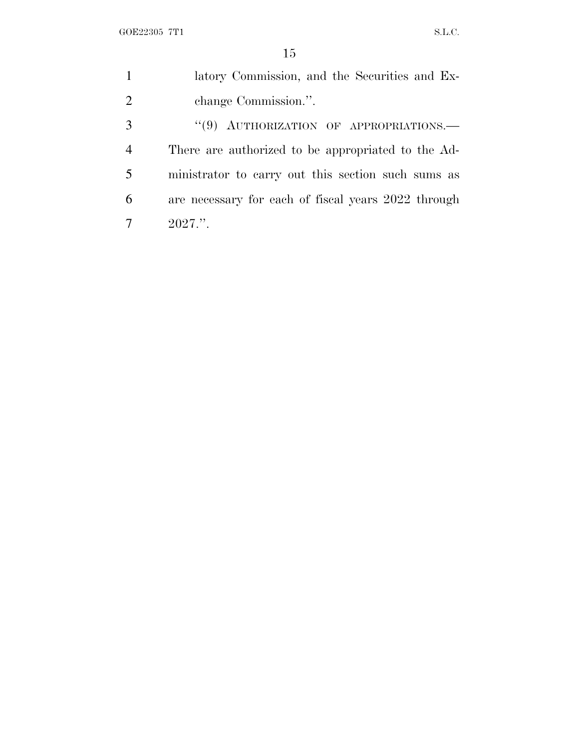latory Commission, and the Securities and Exchange Commission.''.

''(9) AUTHORIZATION OF APPROPRIATIONS.—There are authorized to be appropriated to the Administrator to carry out this section such sums as are necessary for each of fiscal years 2022 through 2027.''.